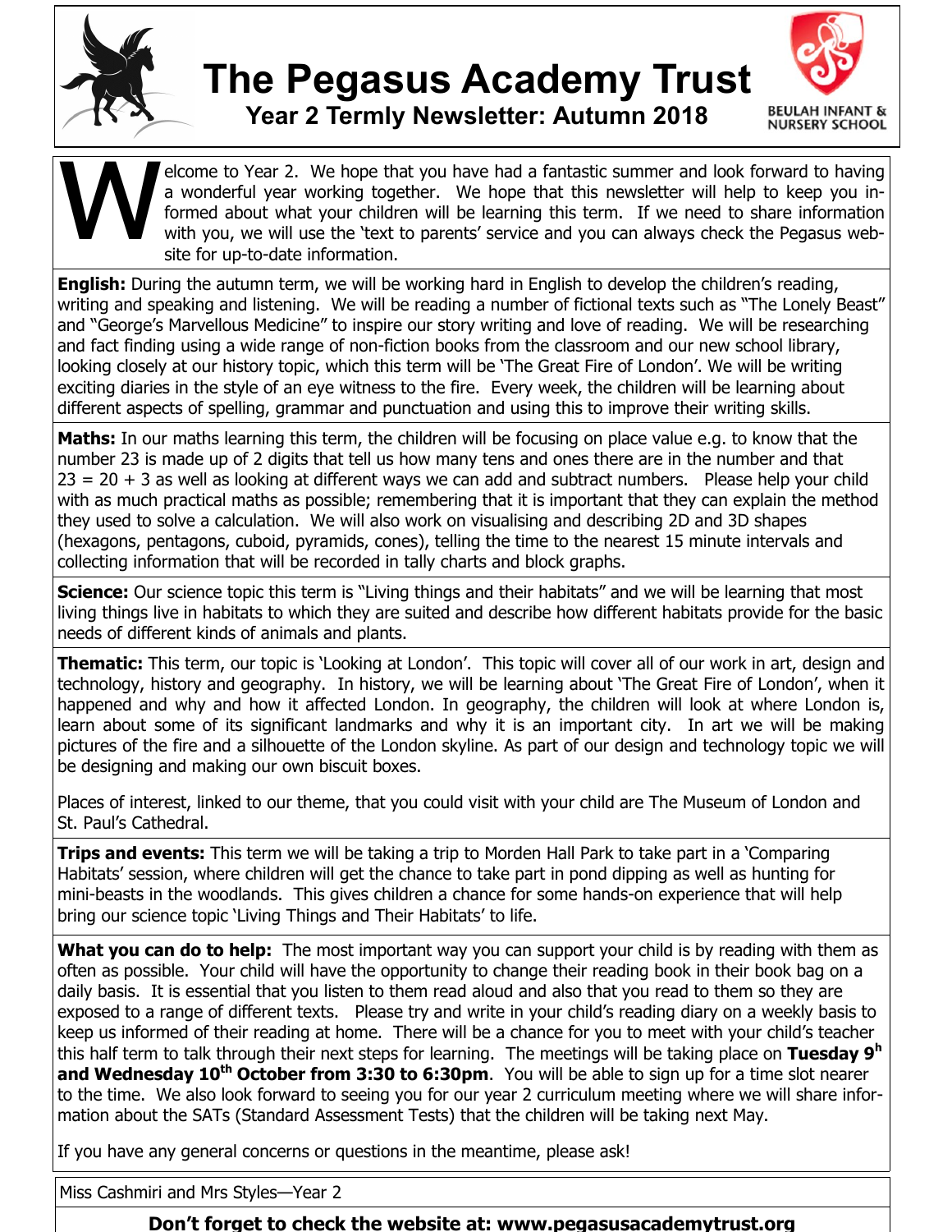# The Pegasus Academy Trust

## Year 2 Termly Newsletter: Autumn 2018

BEULAH INFANT & NURSERY SCHOOL

Welcome to Year 2. We hope that you have had a fantastic summer and look forward to having a wonderful year working together. We hope that this newsletter will help to keep you informed about what your children will be learning this term. If we need to share information with you, we will use the 'text to parents' service and you can always check the Pegasus website for up-to-date information.

**English:** During the autumn term, we will be working hard in English to develop the children's reading, writing and speaking and listening. We will be reading a number of fictional texts such as "The Lonely Beast" and "George's Marvellous Medicine" to inspire our story writing and love of reading. We will be researching and fact finding using a wide range of non-fiction books from the classroom and our new school library, looking closely at our history topic, which this term will be 'The Great Fire of London'. We will be writing exciting diaries in the style of an eye witness to the fire. Every week, the children will be learning about different aspects of spelling, grammar and punctuation and using this to improve their writing skills.

**Maths:** In our maths learning this term, the children will be focusing on place value e.g. to know that the number 23 is made up of 2 digits that tell us how many tens and ones there are in the number and that 23 = 20 + 3 as well as looking at different ways we can add and subtract numbers. Please help your child with as much practical maths as possible; remembering that it is important that they can explain the method they used to solve a calculation. We will also work on visualising and describing 2D and 3D shapes (hexagons, pentagons, cuboid, pyramids, cones), telling the time to the nearest 15 minute intervals and collecting information that will be recorded in tally charts and block graphs.

**Science:** Our science topic this term is "Living things and their habitats" and we will be learning that most living things live in habitats to which they are suited and describe how different habitats provide for the basic needs of different kinds of animals and plants.

**Thematic:** This term, our topic is 'Looking at London'. This topic will cover all of our work in art, design and technology, history and geography. In history, we will be learning about 'The Great Fire of London', when it happened and why and how it affected London. In geography, the children will look at where London is, learn about some of its significant landmarks and why it is an important city. In art we will be making pictures of the fire and a silhouette of the London skyline. As part of our design and technology topic we will be designing and making our own biscuit boxes.

Places of interest, linked to our theme, that you could visit with your child are The Museum of London and St. Paul's Cathedral.

**Trips and events:** This term we will be taking a trip to Morden Hall Park to take part in a 'Comparing Habitats' session, where children will get the chance to take part in pond dipping as well as hunting for mini-beasts in the woodlands. This gives children a chance for some hands-on experience that will help bring our science topic 'Living Things and Their Habitats' to life.

**What you can do to help:** The most important way you can support your child is by reading with them as often as possible. Your child will have the opportunity to change their reading book in their book bag on a daily basis. It is essential that you listen to them read aloud and also that you read to them so they are exposed to a range of different texts. Please try and write in your child's reading diary on a weekly basis to keep us informed of their reading at home. There will be a chance for you to meet with your child's teacher this half term to talk through their next steps for learning. The meetings will be taking place on **Tuesday 9h and Wednesday 10th October from 3:30 to 6:30pm**. You will be able to sign up for a time slot nearer to the time. We also look forward to seeing you for our year 2 curriculum meeting where we will share information about the SATs (Standard Assessment Tests) that the children will be taking next May.

If you have any general concerns or questions in the meantime, please ask!

Miss Cashmiri and Mrs Styles—Year 2

**Don't forget to check the website at: www.pegasusacademytrust.org**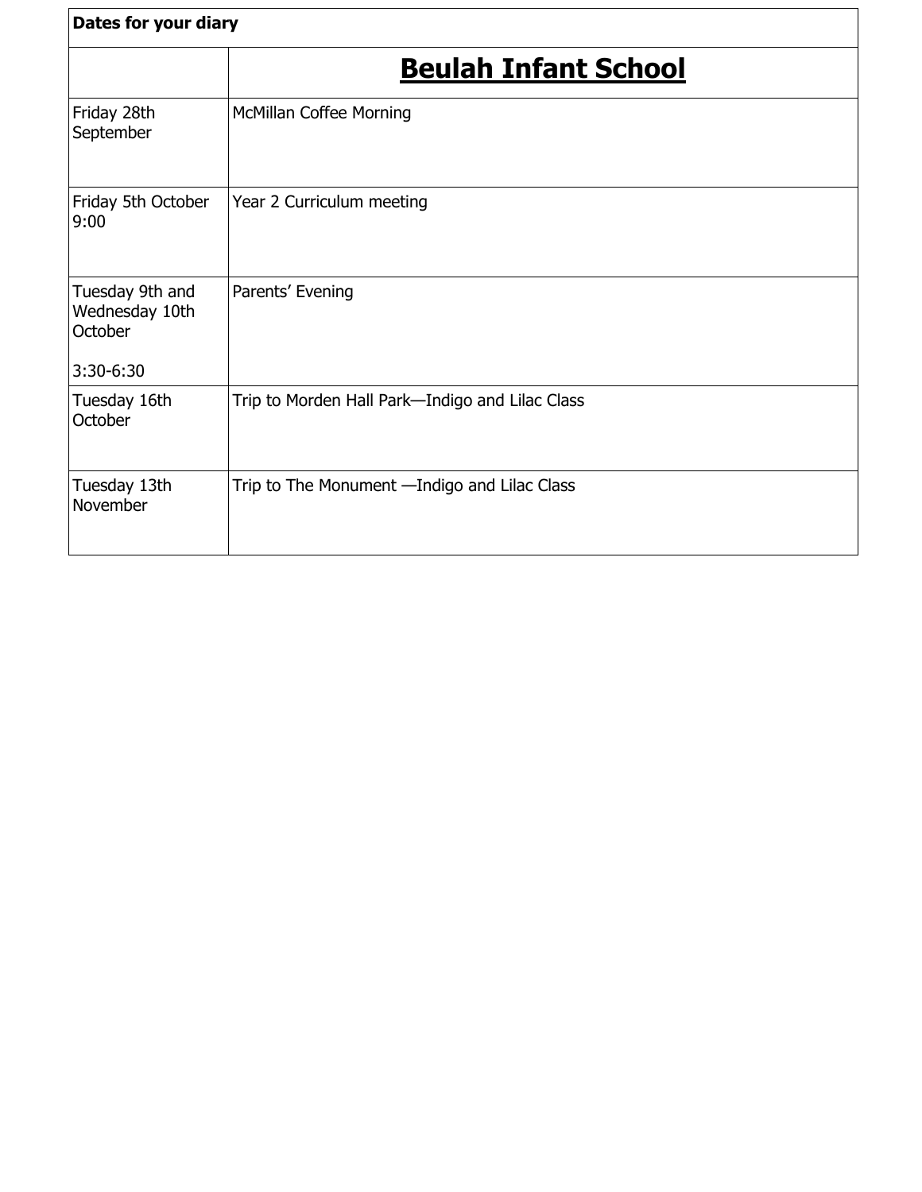| Dates for your diary | |
|---|---|
| | **<u>Beulah Infant School</u>** |
| Friday 28th September | McMillan Coffee Morning |
| Friday 5th October 9:00 | Year 2 Curriculum meeting |
| Tuesday 9th and Wednesday 10th October 3:30-6:30 | Parents' Evening |
| Tuesday 16th October | Trip to Morden Hall Park—Indigo and Lilac Class |
| Tuesday 13th November | Trip to The Monument —Indigo and Lilac Class |